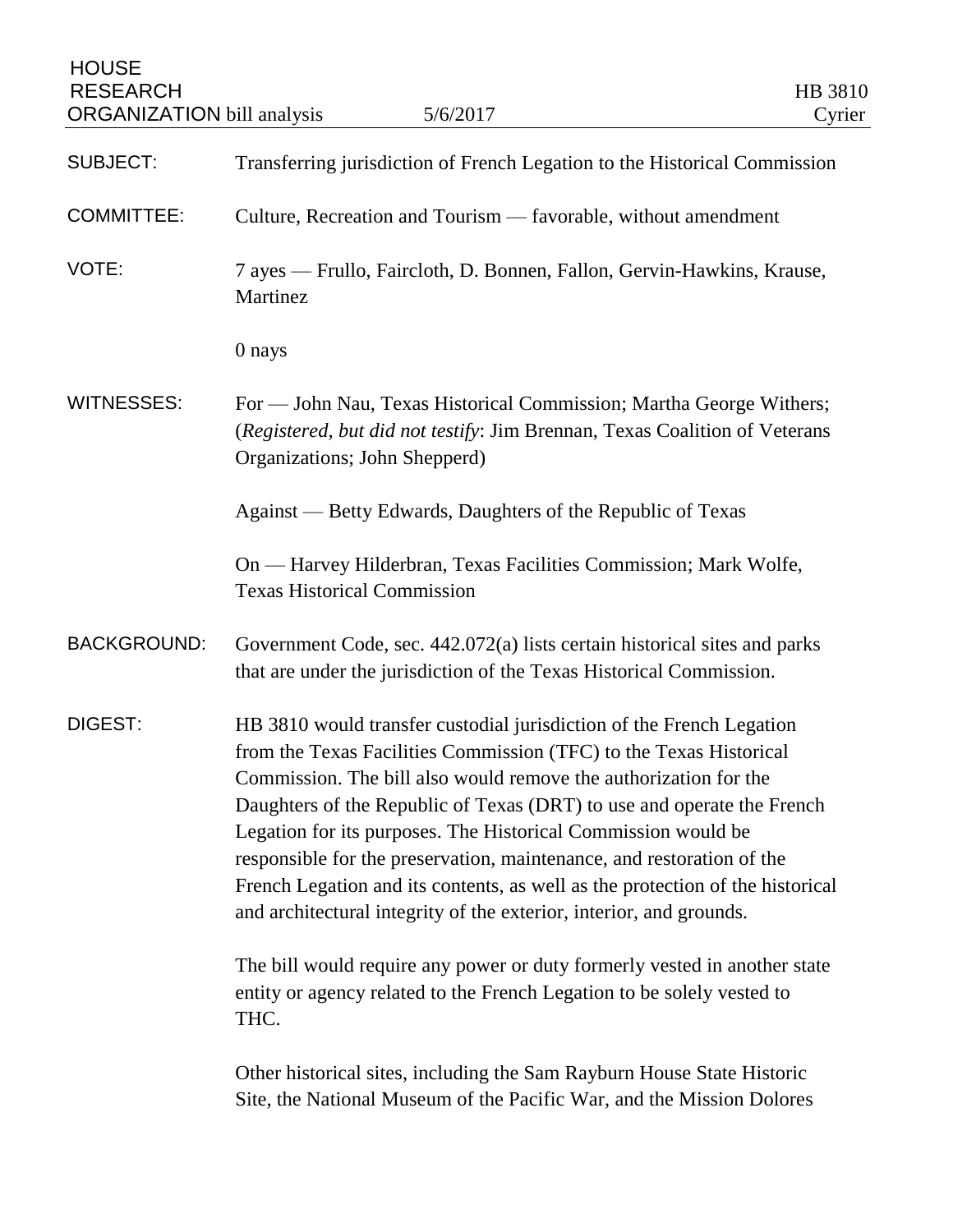HOUSE RESEARCH ORGANIZATION bill analysis — 5/6/2017 — HB 3810 Cyrier

| | |
|---|---|
| SUBJECT: | Transferring jurisdiction of French Legation to the Historical Commission |
| COMMITTEE: | Culture, Recreation and Tourism — favorable, without amendment |
| VOTE: | 7 ayes — Frullo, Faircloth, D. Bonnen, Fallon, Gervin-Hawkins, Krause, Martinez<br><br>0 nays |
| WITNESSES: | For — John Nau, Texas Historical Commission; Martha George Withers; (*Registered, but did not testify*: Jim Brennan, Texas Coalition of Veterans Organizations; John Shepperd)<br><br>Against — Betty Edwards, Daughters of the Republic of Texas<br><br>On — Harvey Hilderbran, Texas Facilities Commission; Mark Wolfe, Texas Historical Commission |
| BACKGROUND: | Government Code, sec. 442.072(a) lists certain historical sites and parks that are under the jurisdiction of the Texas Historical Commission. |
| DIGEST: | HB 3810 would transfer custodial jurisdiction of the French Legation from the Texas Facilities Commission (TFC) to the Texas Historical Commission. The bill also would remove the authorization for the Daughters of the Republic of Texas (DRT) to use and operate the French Legation for its purposes. The Historical Commission would be responsible for the preservation, maintenance, and restoration of the French Legation and its contents, as well as the protection of the historical and architectural integrity of the exterior, interior, and grounds.<br><br>The bill would require any power or duty formerly vested in another state entity or agency related to the French Legation to be solely vested to THC.<br><br>Other historical sites, including the Sam Rayburn House State Historic Site, the National Museum of the Pacific War, and the Mission Dolores |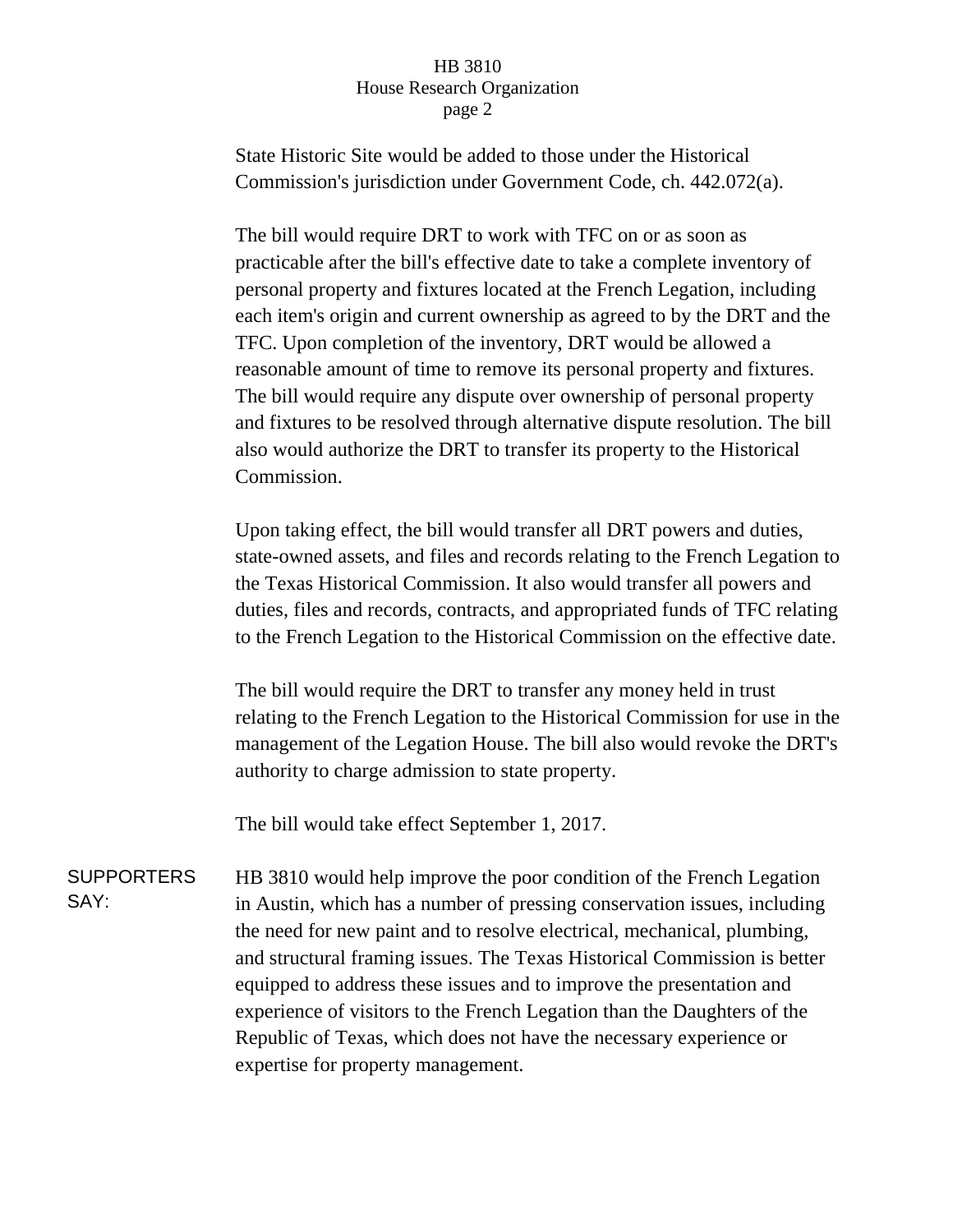State Historic Site would be added to those under the Historical Commission's jurisdiction under Government Code, ch. 442.072(a).

The bill would require DRT to work with TFC on or as soon as practicable after the bill's effective date to take a complete inventory of personal property and fixtures located at the French Legation, including each item's origin and current ownership as agreed to by the DRT and the TFC. Upon completion of the inventory, DRT would be allowed a reasonable amount of time to remove its personal property and fixtures. The bill would require any dispute over ownership of personal property and fixtures to be resolved through alternative dispute resolution. The bill also would authorize the DRT to transfer its property to the Historical Commission.

Upon taking effect, the bill would transfer all DRT powers and duties, state-owned assets, and files and records relating to the French Legation to the Texas Historical Commission. It also would transfer all powers and duties, files and records, contracts, and appropriated funds of TFC relating to the French Legation to the Historical Commission on the effective date.

The bill would require the DRT to transfer any money held in trust relating to the French Legation to the Historical Commission for use in the management of the Legation House. The bill also would revoke the DRT's authority to charge admission to state property.

The bill would take effect September 1, 2017.

**SUPPORTERS SAY:**

HB 3810 would help improve the poor condition of the French Legation in Austin, which has a number of pressing conservation issues, including the need for new paint and to resolve electrical, mechanical, plumbing, and structural framing issues. The Texas Historical Commission is better equipped to address these issues and to improve the presentation and experience of visitors to the French Legation than the Daughters of the Republic of Texas, which does not have the necessary experience or expertise for property management.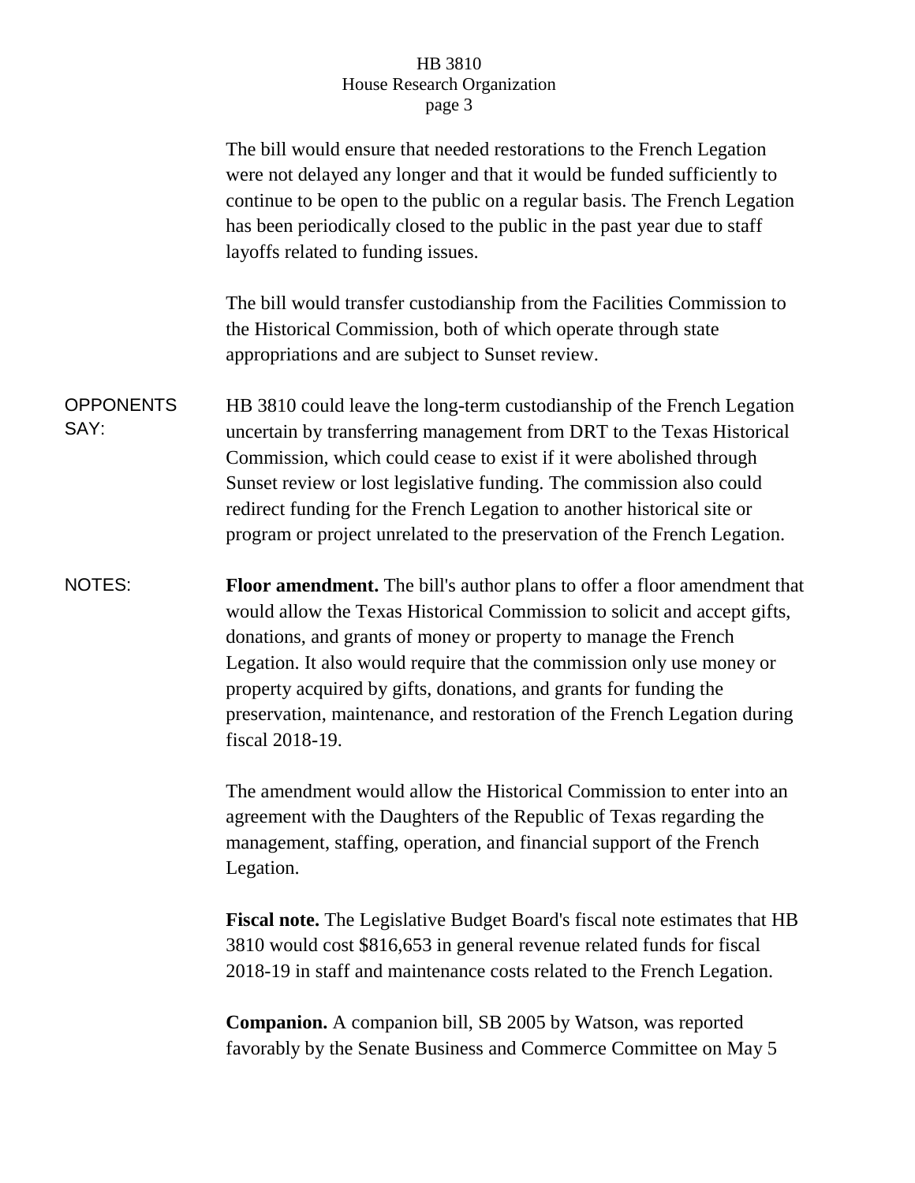The bill would ensure that needed restorations to the French Legation were not delayed any longer and that it would be funded sufficiently to continue to be open to the public on a regular basis. The French Legation has been periodically closed to the public in the past year due to staff layoffs related to funding issues.

The bill would transfer custodianship from the Facilities Commission to the Historical Commission, both of which operate through state appropriations and are subject to Sunset review.

**OPPONENTS SAY:** HB 3810 could leave the long-term custodianship of the French Legation uncertain by transferring management from DRT to the Texas Historical Commission, which could cease to exist if it were abolished through Sunset review or lost legislative funding. The commission also could redirect funding for the French Legation to another historical site or program or project unrelated to the preservation of the French Legation.

**NOTES:** **Floor amendment.** The bill's author plans to offer a floor amendment that would allow the Texas Historical Commission to solicit and accept gifts, donations, and grants of money or property to manage the French Legation. It also would require that the commission only use money or property acquired by gifts, donations, and grants for funding the preservation, maintenance, and restoration of the French Legation during fiscal 2018-19.

The amendment would allow the Historical Commission to enter into an agreement with the Daughters of the Republic of Texas regarding the management, staffing, operation, and financial support of the French Legation.

**Fiscal note.** The Legislative Budget Board's fiscal note estimates that HB 3810 would cost $816,653 in general revenue related funds for fiscal 2018-19 in staff and maintenance costs related to the French Legation.

**Companion.** A companion bill, SB 2005 by Watson, was reported favorably by the Senate Business and Commerce Committee on May 5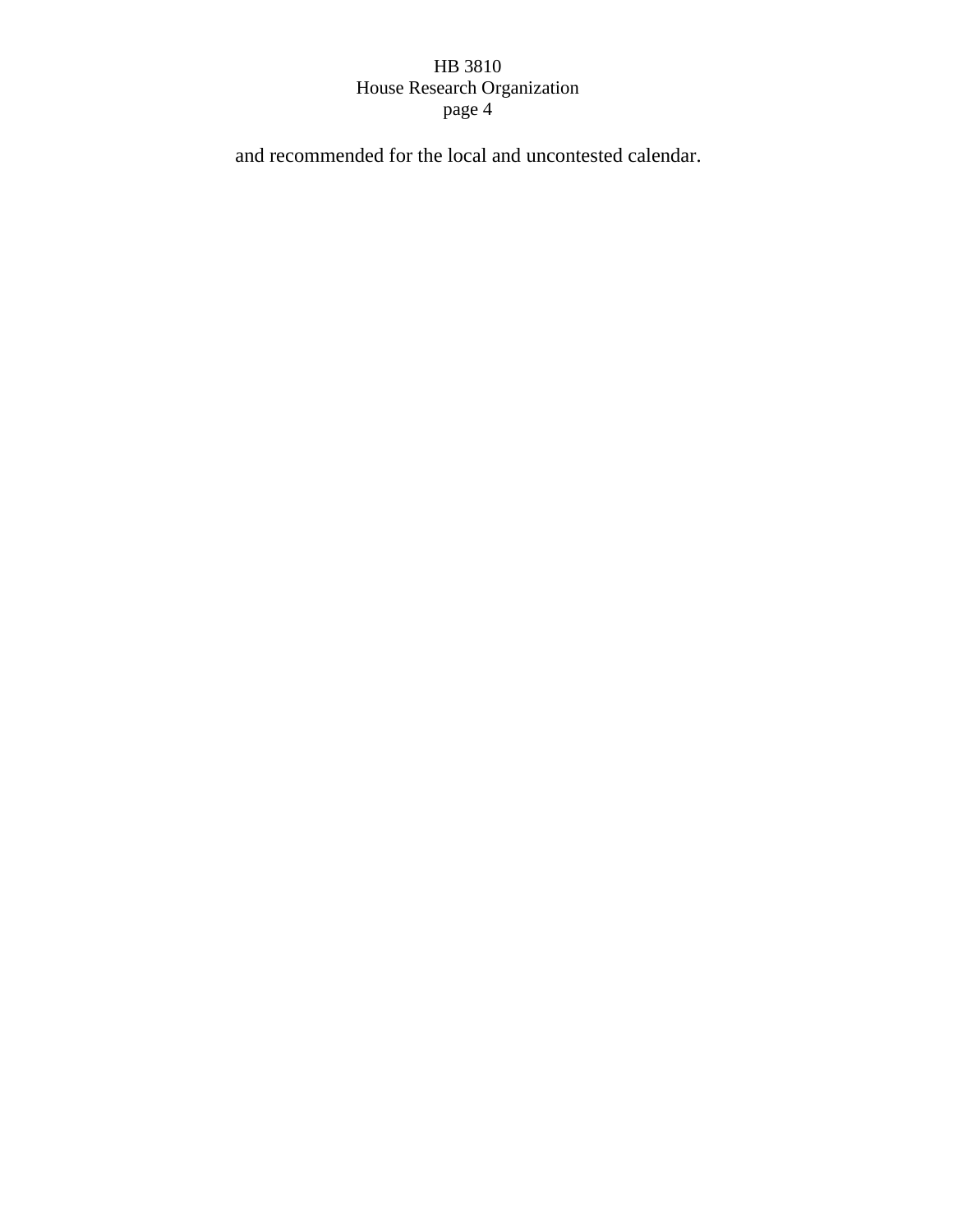and recommended for the local and uncontested calendar.